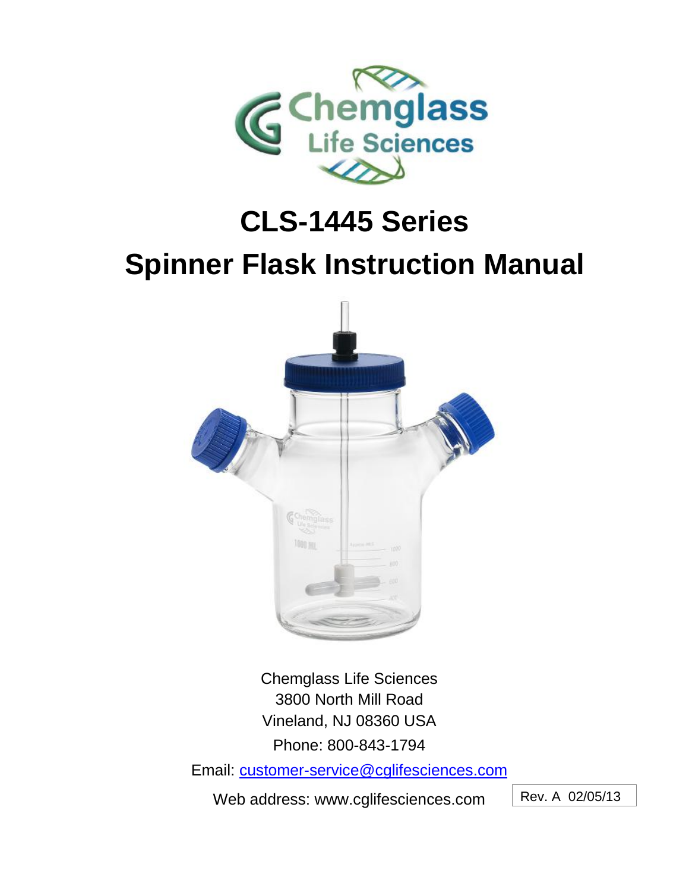# CLS-1445 Series

# Spinner Flask Instruction Manual

Chemglass Life Sciences
3800 North Mill Road
Vineland, NJ 08360 USA
Phone: 800-843-1794
Email: customer-service@cglifesciences.com
Web address: www.cglifesciences.com

Rev. A 02/05/13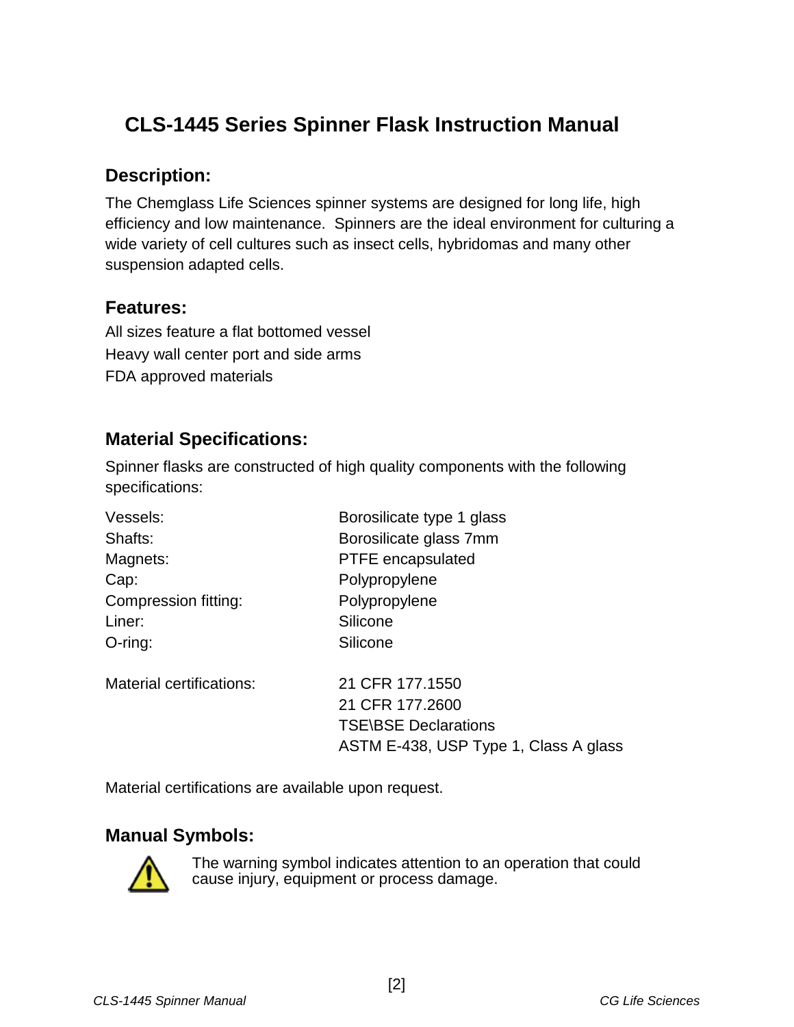# CLS-1445 Series Spinner Flask Instruction Manual

## Description:

The Chemglass Life Sciences spinner systems are designed for long life, high efficiency and low maintenance. Spinners are the ideal environment for culturing a wide variety of cell cultures such as insect cells, hybridomas and many other suspension adapted cells.

## Features:

All sizes feature a flat bottomed vessel
Heavy wall center port and side arms
FDA approved materials

## Material Specifications:

Spinner flasks are constructed of high quality components with the following specifications:

| | |
|---|---|
| Vessels: | Borosilicate type 1 glass |
| Shafts: | Borosilicate glass 7mm |
| Magnets: | PTFE encapsulated |
| Cap: | Polypropylene |
| Compression fitting: | Polypropylene |
| Liner: | Silicone |
| O-ring: | Silicone |
| Material certifications: | 21 CFR 177.1550<br>21 CFR 177.2600<br>TSE\BSE Declarations<br>ASTM E-438, USP Type 1, Class A glass |

Material certifications are available upon request.

## Manual Symbols:

⚠ The warning symbol indicates attention to an operation that could cause injury, equipment or process damage.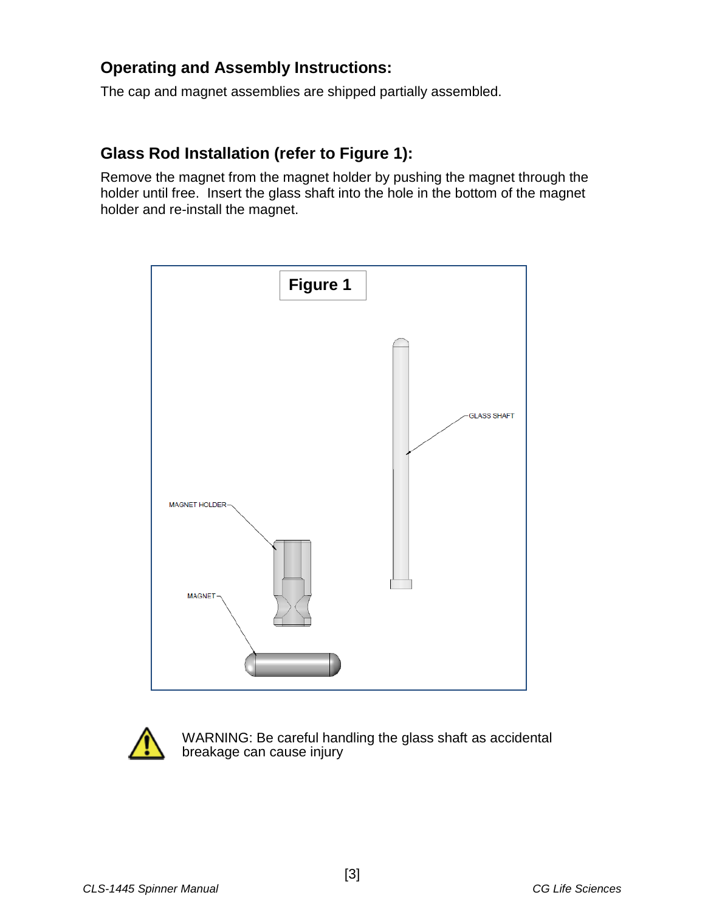## Operating and Assembly Instructions:

The cap and magnet assemblies are shipped partially assembled.

## Glass Rod Installation (refer to Figure 1):

Remove the magnet from the magnet holder by pushing the magnet through the holder until free. Insert the glass shaft into the hole in the bottom of the magnet holder and re-install the magnet.

**Figure 1**

GLASS SHAFT

MAGNET HOLDER

MAGNET

WARNING: Be careful handling the glass shaft as accidental breakage can cause injury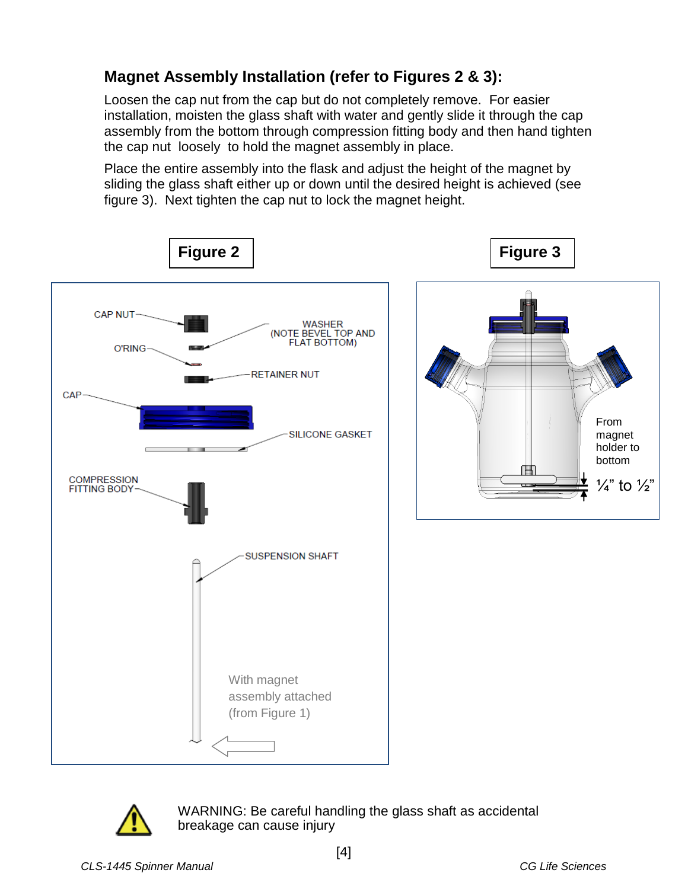## Magnet Assembly Installation (refer to Figures 2 & 3):

Loosen the cap nut from the cap but do not completely remove. For easier installation, moisten the glass shaft with water and gently slide it through the cap assembly from the bottom through compression fitting body and then hand tighten the cap nut loosely to hold the magnet assembly in place.

Place the entire assembly into the flask and adjust the height of the magnet by sliding the glass shaft either up or down until the desired height is achieved (see figure 3). Next tighten the cap nut to lock the magnet height.

**Figure 2**

CAP NUT

WASHER (NOTE BEVEL TOP AND FLAT BOTTOM)

O'RING

RETAINER NUT

CAP

SILICONE GASKET

COMPRESSION FITTING BODY

SUSPENSION SHAFT

With magnet assembly attached (from Figure 1)

**Figure 3**

From magnet holder to bottom

¼" to ½"

WARNING: Be careful handling the glass shaft as accidental breakage can cause injury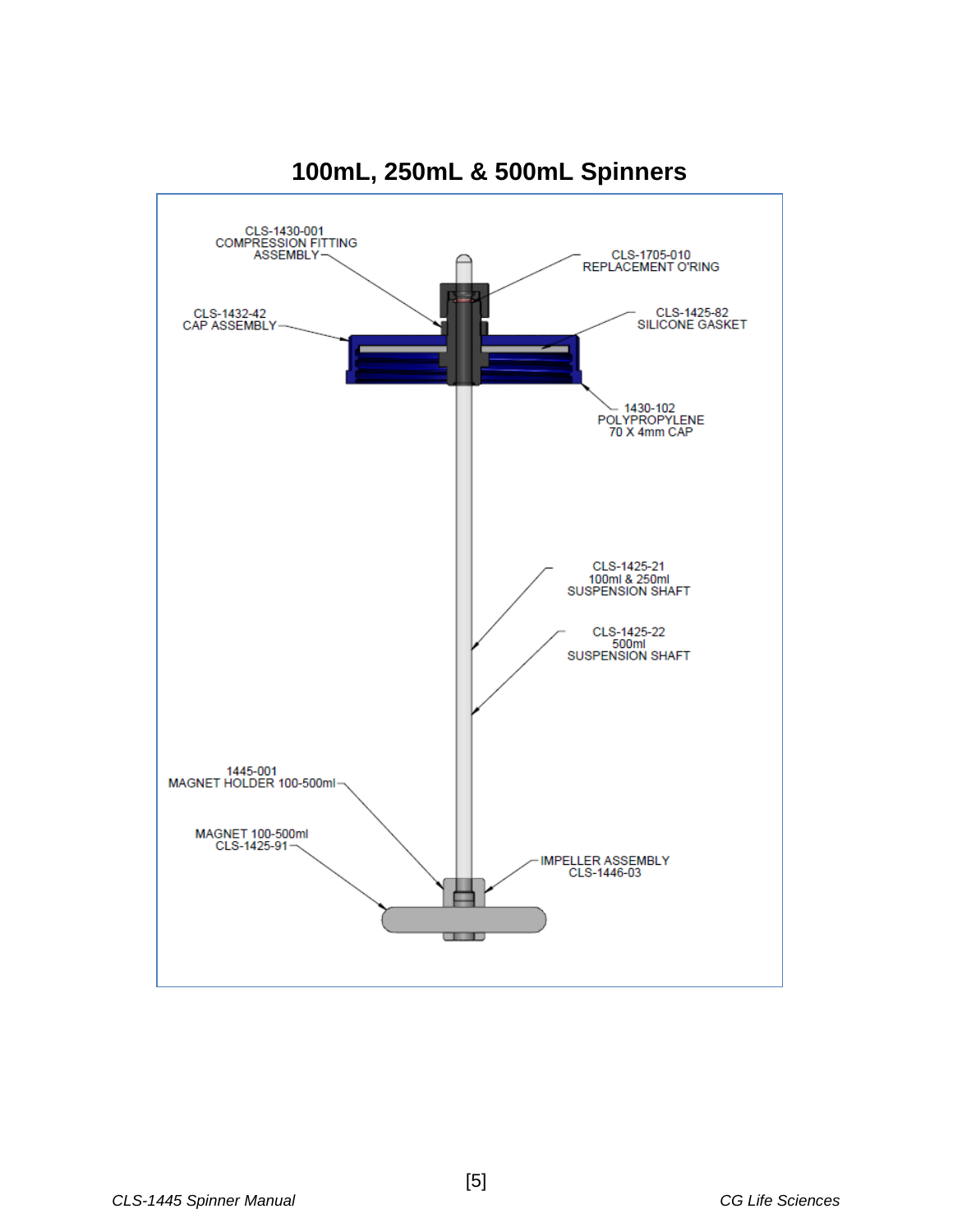# 100mL, 250mL & 500mL Spinners

CLS-1430-001
COMPRESSION FITTING
ASSEMBLY

CLS-1705-010
REPLACEMENT O'RING

CLS-1432-42
CAP ASSEMBLY

CLS-1425-82
SILICONE GASKET

1430-102
POLYPROPYLENE
70 X 4mm CAP

CLS-1425-21
100ml & 250ml
SUSPENSION SHAFT

CLS-1425-22
500ml
SUSPENSION SHAFT

1445-001
MAGNET HOLDER 100-500ml

MAGNET 100-500ml
CLS-1425-91

IMPELLER ASSEMBLY
CLS-1446-03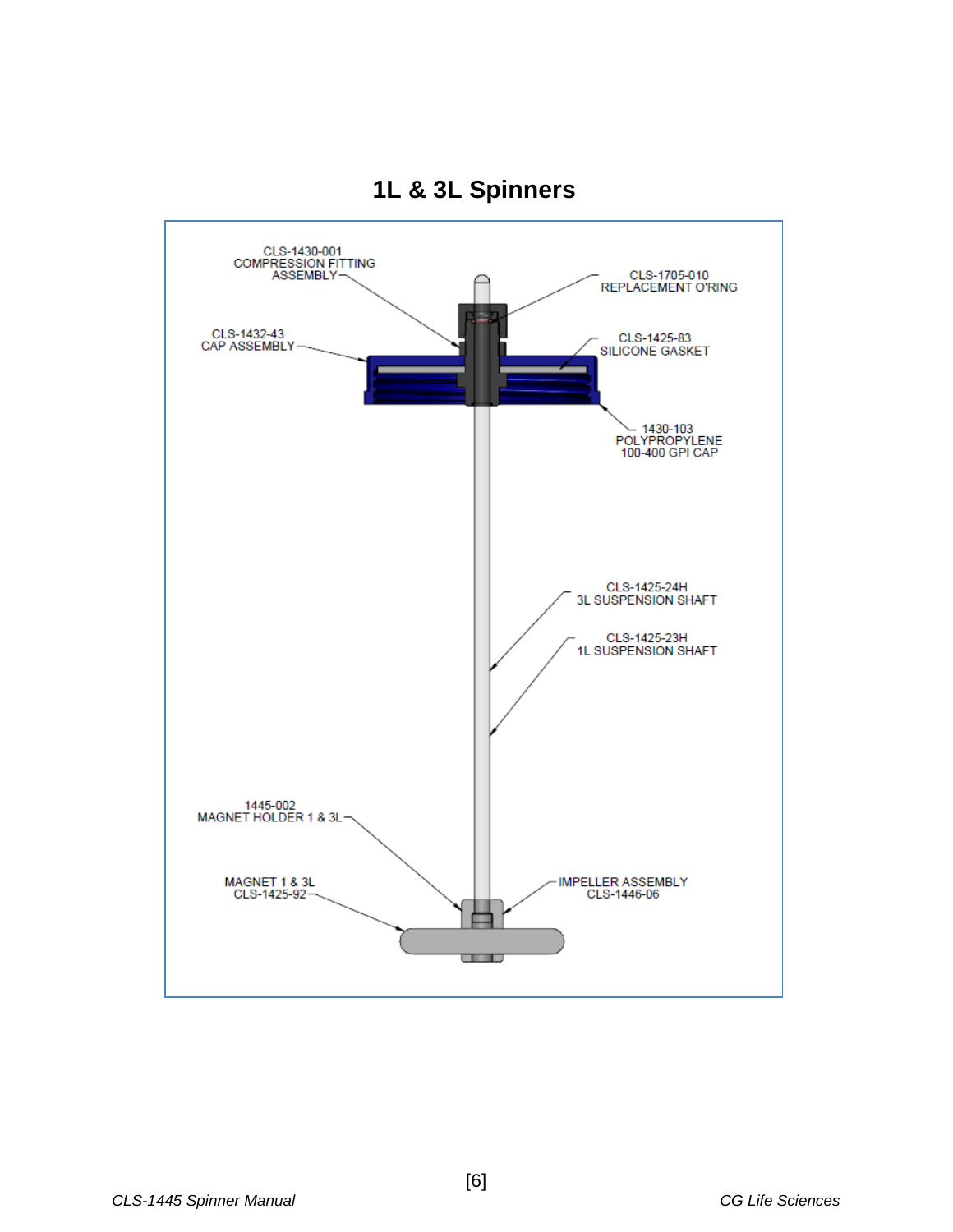# 1L & 3L Spinners

CLS-1430-001
COMPRESSION FITTING
ASSEMBLY

CLS-1705-010
REPLACEMENT O'RING

CLS-1432-43
CAP ASSEMBLY

CLS-1425-83
SILICONE GASKET

1430-103
POLYPROPYLENE
100-400 GPI CAP

CLS-1425-24H
3L SUSPENSION SHAFT

CLS-1425-23H
1L SUSPENSION SHAFT

1445-002
MAGNET HOLDER 1 & 3L

MAGNET 1 & 3L
CLS-1425-92

IMPELLER ASSEMBLY
CLS-1446-06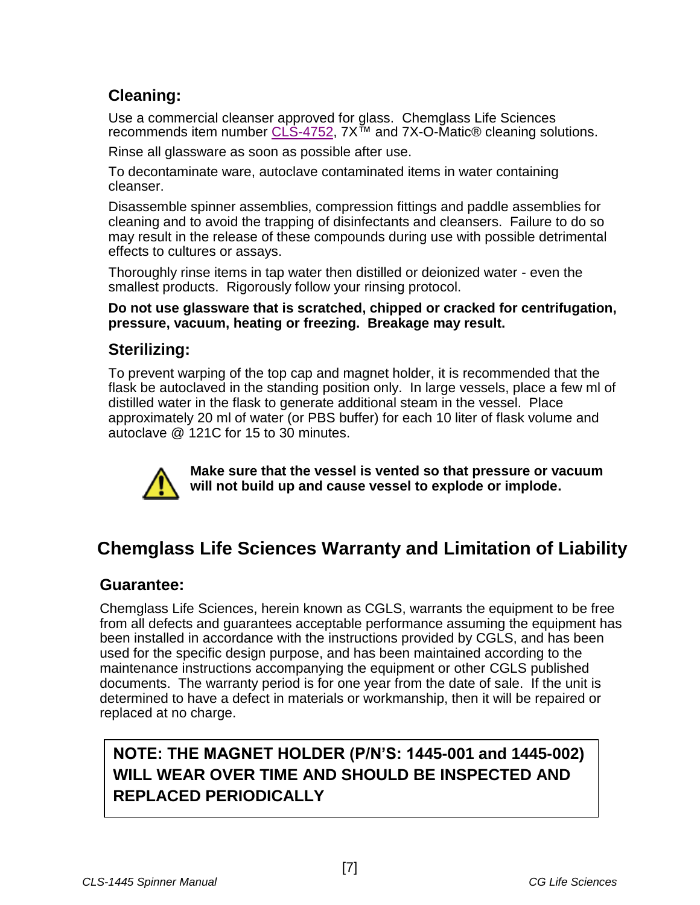### Cleaning:

Use a commercial cleanser approved for glass. Chemglass Life Sciences recommends item number CLS-4752, 7X™ and 7X-O-Matic® cleaning solutions.

Rinse all glassware as soon as possible after use.

To decontaminate ware, autoclave contaminated items in water containing cleanser.

Disassemble spinner assemblies, compression fittings and paddle assemblies for cleaning and to avoid the trapping of disinfectants and cleansers. Failure to do so may result in the release of these compounds during use with possible detrimental effects to cultures or assays.

Thoroughly rinse items in tap water then distilled or deionized water - even the smallest products. Rigorously follow your rinsing protocol.

**Do not use glassware that is scratched, chipped or cracked for centrifugation, pressure, vacuum, heating or freezing. Breakage may result.**

### Sterilizing:

To prevent warping of the top cap and magnet holder, it is recommended that the flask be autoclaved in the standing position only. In large vessels, place a few ml of distilled water in the flask to generate additional steam in the vessel. Place approximately 20 ml of water (or PBS buffer) for each 10 liter of flask volume and autoclave @ 121C for 15 to 30 minutes.

**Make sure that the vessel is vented so that pressure or vacuum will not build up and cause vessel to explode or implode.**

## Chemglass Life Sciences Warranty and Limitation of Liability

### Guarantee:

Chemglass Life Sciences, herein known as CGLS, warrants the equipment to be free from all defects and guarantees acceptable performance assuming the equipment has been installed in accordance with the instructions provided by CGLS, and has been used for the specific design purpose, and has been maintained according to the maintenance instructions accompanying the equipment or other CGLS published documents. The warranty period is for one year from the date of sale. If the unit is determined to have a defect in materials or workmanship, then it will be repaired or replaced at no charge.

**NOTE: THE MAGNET HOLDER (P/N'S: 1445-001 and 1445-002) WILL WEAR OVER TIME AND SHOULD BE INSPECTED AND REPLACED PERIODICALLY**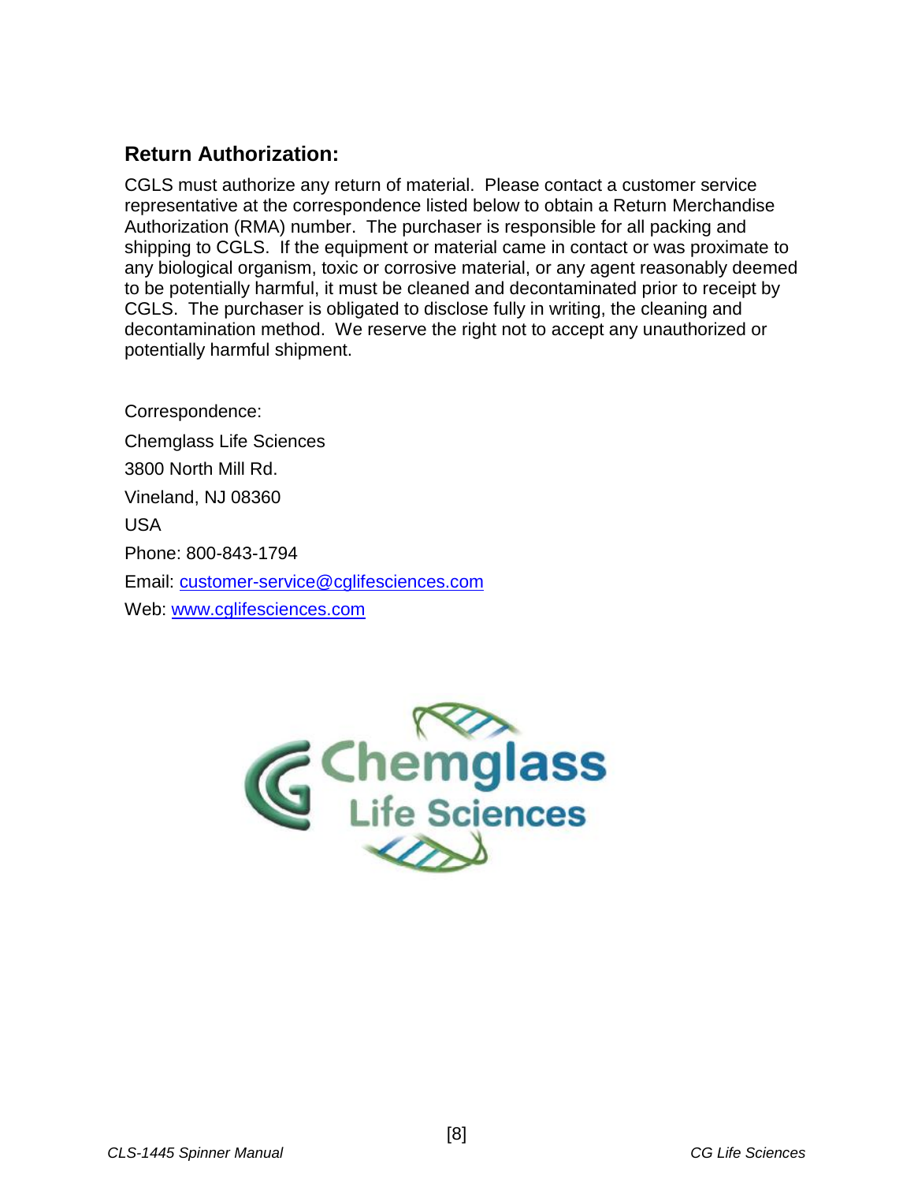## Return Authorization:

CGLS must authorize any return of material. Please contact a customer service representative at the correspondence listed below to obtain a Return Merchandise Authorization (RMA) number. The purchaser is responsible for all packing and shipping to CGLS. If the equipment or material came in contact or was proximate to any biological organism, toxic or corrosive material, or any agent reasonably deemed to be potentially harmful, it must be cleaned and decontaminated prior to receipt by CGLS. The purchaser is obligated to disclose fully in writing, the cleaning and decontamination method. We reserve the right not to accept any unauthorized or potentially harmful shipment.

Correspondence:

Chemglass Life Sciences

3800 North Mill Rd.

Vineland, NJ 08360

USA

Phone: 800-843-1794

Email: customer-service@cglifesciences.com

Web: www.cglifesciences.com